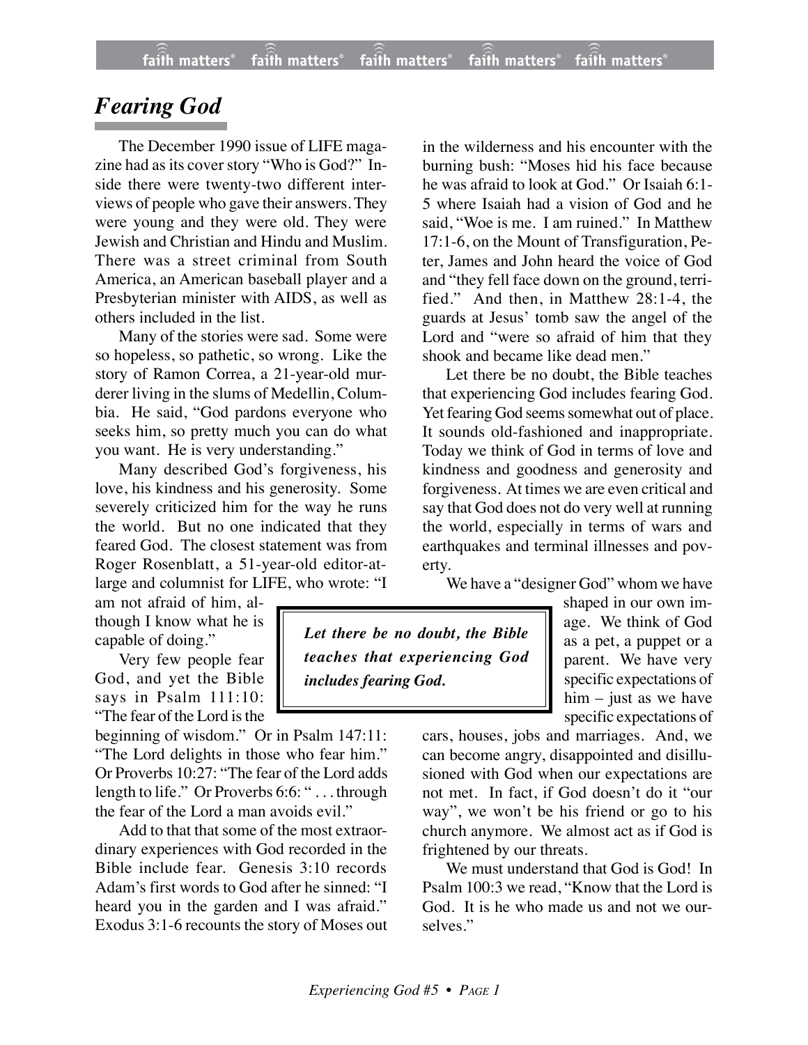# *Fearing God*

The December 1990 issue of LIFE magazine had as its cover story "Who is God?" Inside there were twenty-two different interviews of people who gave their answers. They were young and they were old. They were Jewish and Christian and Hindu and Muslim. There was a street criminal from South America, an American baseball player and a Presbyterian minister with AIDS, as well as others included in the list.

Many of the stories were sad. Some were so hopeless, so pathetic, so wrong. Like the story of Ramon Correa, a 21-year-old murderer living in the slums of Medellin, Columbia. He said, "God pardons everyone who seeks him, so pretty much you can do what you want. He is very understanding."

Many described God's forgiveness, his love, his kindness and his generosity. Some severely criticized him for the way he runs the world. But no one indicated that they feared God. The closest statement was from Roger Rosenblatt, a 51-year-old editor-at-large and columnist for LIFE, who wrote: "I am not afraid of him, although I know what he is capable of doing."

Very few people fear God, and yet the Bible says in Psalm 111:10: "The fear of the Lord is the beginning of wisdom." Or in Psalm 147:11: "The Lord delights in those who fear him." Or Proverbs 10:27: "The fear of the Lord adds length to life." Or Proverbs 6:6: " . . . through the fear of the Lord a man avoids evil."

Add to that that some of the most extraordinary experiences with God recorded in the Bible include fear. Genesis 3:10 records Adam's first words to God after he sinned: "I heard you in the garden and I was afraid." Exodus 3:1-6 recounts the story of Moses out in the wilderness and his encounter with the burning bush: "Moses hid his face because he was afraid to look at God." Or Isaiah 6:1-5 where Isaiah had a vision of God and he said, "Woe is me. I am ruined." In Matthew 17:1-6, on the Mount of Transfiguration, Peter, James and John heard the voice of God and "they fell face down on the ground, terrified." And then, in Matthew 28:1-4, the guards at Jesus' tomb saw the angel of the Lord and "were so afraid of him that they shook and became like dead men."

Let there be no doubt, the Bible teaches that experiencing God includes fearing God. Yet fearing God seems somewhat out of place. It sounds old-fashioned and inappropriate. Today we think of God in terms of love and kindness and goodness and generosity and forgiveness. At times we are even critical and say that God does not do very well at running the world, especially in terms of wars and earthquakes and terminal illnesses and poverty.

> ***Let there be no doubt, the Bible teaches that experiencing God includes fearing God.***

We have a "designer God" whom we have shaped in our own image. We think of God as a pet, a puppet or a parent. We have very specific expectations of him – just as we have specific expectations of cars, houses, jobs and marriages. And, we can become angry, disappointed and disillusioned with God when our expectations are not met. In fact, if God doesn't do it "our way", we won't be his friend or go to his church anymore. We almost act as if God is frightened by our threats.

We must understand that God is God! In Psalm 100:3 we read, "Know that the Lord is God. It is he who made us and not we ourselves."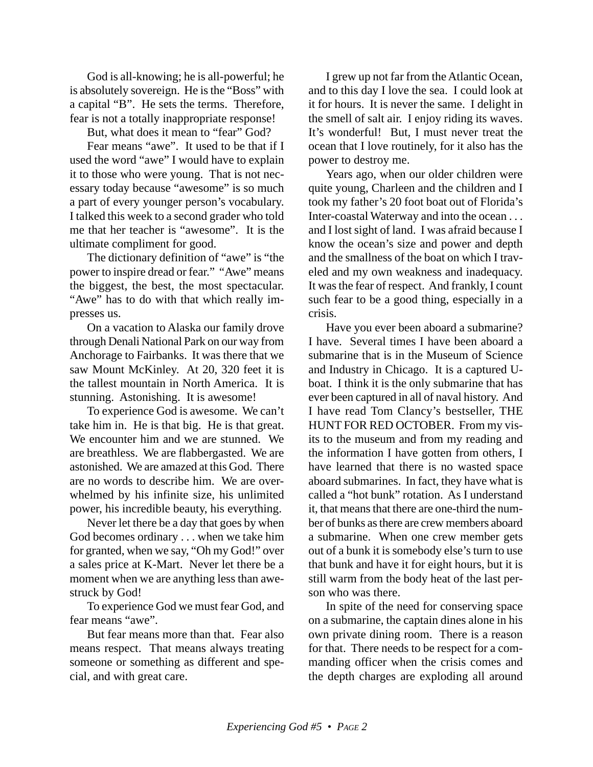God is all-knowing; he is all-powerful; he is absolutely sovereign. He is the "Boss" with a capital "B". He sets the terms. Therefore, fear is not a totally inappropriate response!

But, what does it mean to "fear" God?

Fear means "awe". It used to be that if I used the word "awe" I would have to explain it to those who were young. That is not necessary today because "awesome" is so much a part of every younger person's vocabulary. I talked this week to a second grader who told me that her teacher is "awesome". It is the ultimate compliment for good.

The dictionary definition of "awe" is "the power to inspire dread or fear." "Awe" means the biggest, the best, the most spectacular. "Awe" has to do with that which really impresses us.

On a vacation to Alaska our family drove through Denali National Park on our way from Anchorage to Fairbanks. It was there that we saw Mount McKinley. At 20, 320 feet it is the tallest mountain in North America. It is stunning. Astonishing. It is awesome!

To experience God is awesome. We can't take him in. He is that big. He is that great. We encounter him and we are stunned. We are breathless. We are flabbergasted. We are astonished. We are amazed at this God. There are no words to describe him. We are overwhelmed by his infinite size, his unlimited power, his incredible beauty, his everything.

Never let there be a day that goes by when God becomes ordinary . . . when we take him for granted, when we say, "Oh my God!" over a sales price at K-Mart. Never let there be a moment when we are anything less than awestruck by God!

To experience God we must fear God, and fear means "awe".

But fear means more than that. Fear also means respect. That means always treating someone or something as different and special, and with great care.

I grew up not far from the Atlantic Ocean, and to this day I love the sea. I could look at it for hours. It is never the same. I delight in the smell of salt air. I enjoy riding its waves. It's wonderful! But, I must never treat the ocean that I love routinely, for it also has the power to destroy me.

Years ago, when our older children were quite young, Charleen and the children and I took my father's 20 foot boat out of Florida's Inter-coastal Waterway and into the ocean . . . and I lost sight of land. I was afraid because I know the ocean's size and power and depth and the smallness of the boat on which I traveled and my own weakness and inadequacy. It was the fear of respect. And frankly, I count such fear to be a good thing, especially in a crisis.

Have you ever been aboard a submarine? I have. Several times I have been aboard a submarine that is in the Museum of Science and Industry in Chicago. It is a captured U-boat. I think it is the only submarine that has ever been captured in all of naval history. And I have read Tom Clancy's bestseller, THE HUNT FOR RED OCTOBER. From my visits to the museum and from my reading and the information I have gotten from others, I have learned that there is no wasted space aboard submarines. In fact, they have what is called a "hot bunk" rotation. As I understand it, that means that there are one-third the number of bunks as there are crew members aboard a submarine. When one crew member gets out of a bunk it is somebody else's turn to use that bunk and have it for eight hours, but it is still warm from the body heat of the last person who was there.

In spite of the need for conserving space on a submarine, the captain dines alone in his own private dining room. There is a reason for that. There needs to be respect for a commanding officer when the crisis comes and the depth charges are exploding all around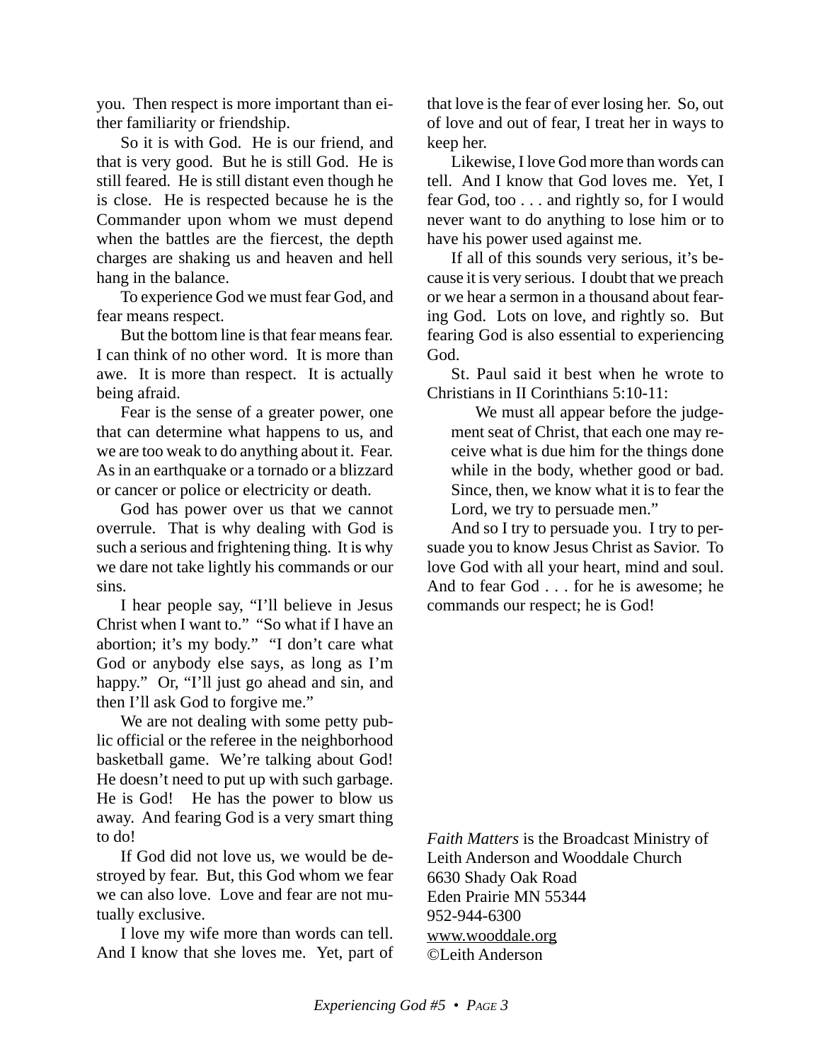you. Then respect is more important than either familiarity or friendship.

So it is with God. He is our friend, and that is very good. But he is still God. He is still feared. He is still distant even though he is close. He is respected because he is the Commander upon whom we must depend when the battles are the fiercest, the depth charges are shaking us and heaven and hell hang in the balance.

To experience God we must fear God, and fear means respect.

But the bottom line is that fear means fear. I can think of no other word. It is more than awe. It is more than respect. It is actually being afraid.

Fear is the sense of a greater power, one that can determine what happens to us, and we are too weak to do anything about it. Fear. As in an earthquake or a tornado or a blizzard or cancer or police or electricity or death.

God has power over us that we cannot overrule. That is why dealing with God is such a serious and frightening thing. It is why we dare not take lightly his commands or our sins.

I hear people say, "I'll believe in Jesus Christ when I want to." "So what if I have an abortion; it's my body." "I don't care what God or anybody else says, as long as I'm happy." Or, "I'll just go ahead and sin, and then I'll ask God to forgive me."

We are not dealing with some petty public official or the referee in the neighborhood basketball game. We're talking about God! He doesn't need to put up with such garbage. He is God! He has the power to blow us away. And fearing God is a very smart thing to do!

If God did not love us, we would be destroyed by fear. But, this God whom we fear we can also love. Love and fear are not mutually exclusive.

I love my wife more than words can tell. And I know that she loves me. Yet, part of that love is the fear of ever losing her. So, out of love and out of fear, I treat her in ways to keep her.

Likewise, I love God more than words can tell. And I know that God loves me. Yet, I fear God, too . . . and rightly so, for I would never want to do anything to lose him or to have his power used against me.

If all of this sounds very serious, it's because it is very serious. I doubt that we preach or we hear a sermon in a thousand about fearing God. Lots on love, and rightly so. But fearing God is also essential to experiencing God.

St. Paul said it best when he wrote to Christians in II Corinthians 5:10-11:

> We must all appear before the judgement seat of Christ, that each one may receive what is due him for the things done while in the body, whether good or bad. Since, then, we know what it is to fear the Lord, we try to persuade men."

And so I try to persuade you. I try to persuade you to know Jesus Christ as Savior. To love God with all your heart, mind and soul. And to fear God . . . for he is awesome; he commands our respect; he is God!

*Faith Matters* is the Broadcast Ministry of
Leith Anderson and Wooddale Church
6630 Shady Oak Road
Eden Prairie MN 55344
952-944-6300
www.wooddale.org
©Leith Anderson